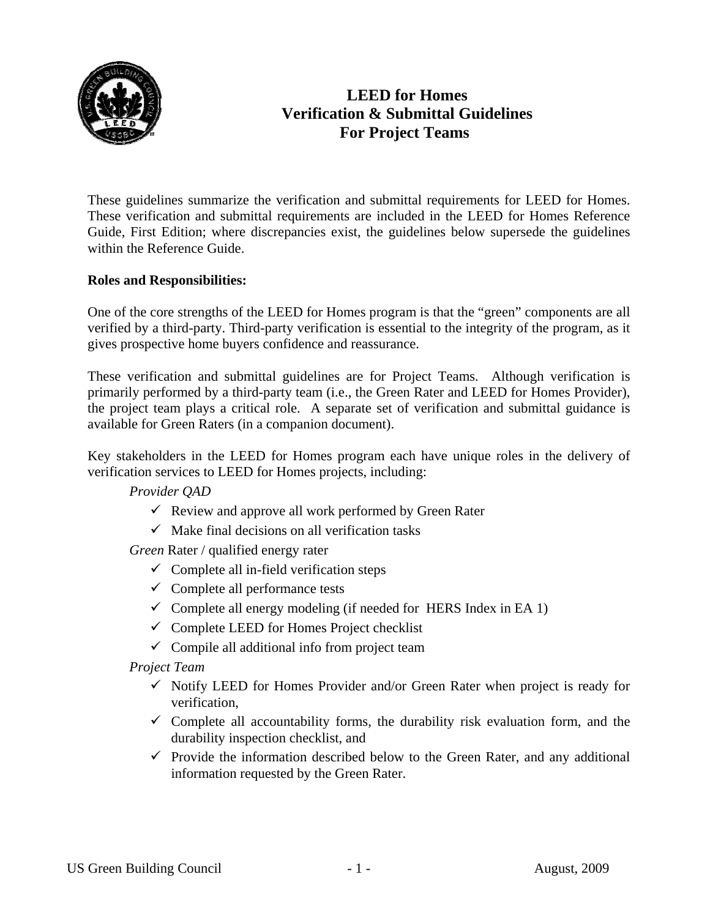# LEED for Homes
# Verification & Submittal Guidelines
# For Project Teams

These guidelines summarize the verification and submittal requirements for LEED for Homes. These verification and submittal requirements are included in the LEED for Homes Reference Guide, First Edition; where discrepancies exist, the guidelines below supersede the guidelines within the Reference Guide.

**Roles and Responsibilities:**

One of the core strengths of the LEED for Homes program is that the "green" components are all verified by a third-party. Third-party verification is essential to the integrity of the program, as it gives prospective home buyers confidence and reassurance.

These verification and submittal guidelines are for Project Teams. Although verification is primarily performed by a third-party team (i.e., the Green Rater and LEED for Homes Provider), the project team plays a critical role. A separate set of verification and submittal guidance is available for Green Raters (in a companion document).

Key stakeholders in the LEED for Homes program each have unique roles in the delivery of verification services to LEED for Homes projects, including:

*Provider QAD*

- ✓ Review and approve all work performed by Green Rater
- ✓ Make final decisions on all verification tasks

*Green* Rater / qualified energy rater

- ✓ Complete all in-field verification steps
- ✓ Complete all performance tests
- ✓ Complete all energy modeling (if needed for HERS Index in EA 1)
- ✓ Complete LEED for Homes Project checklist
- ✓ Compile all additional info from project team

*Project Team*

- ✓ Notify LEED for Homes Provider and/or Green Rater when project is ready for verification,
- ✓ Complete all accountability forms, the durability risk evaluation form, and the durability inspection checklist, and
- ✓ Provide the information described below to the Green Rater, and any additional information requested by the Green Rater.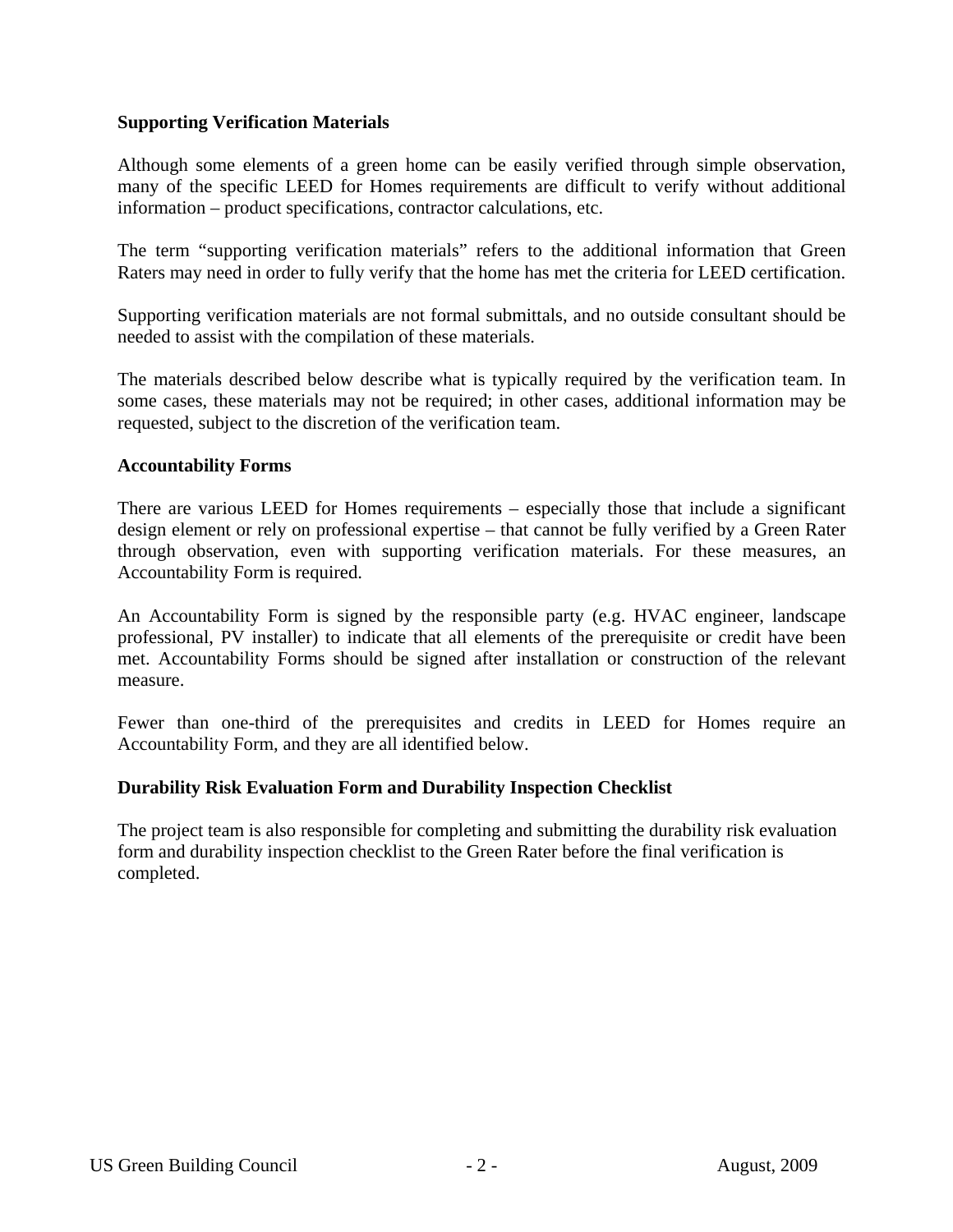## Supporting Verification Materials

Although some elements of a green home can be easily verified through simple observation, many of the specific LEED for Homes requirements are difficult to verify without additional information – product specifications, contractor calculations, etc.

The term "supporting verification materials" refers to the additional information that Green Raters may need in order to fully verify that the home has met the criteria for LEED certification.

Supporting verification materials are not formal submittals, and no outside consultant should be needed to assist with the compilation of these materials.

The materials described below describe what is typically required by the verification team. In some cases, these materials may not be required; in other cases, additional information may be requested, subject to the discretion of the verification team.

## Accountability Forms

There are various LEED for Homes requirements – especially those that include a significant design element or rely on professional expertise – that cannot be fully verified by a Green Rater through observation, even with supporting verification materials. For these measures, an Accountability Form is required.

An Accountability Form is signed by the responsible party (e.g. HVAC engineer, landscape professional, PV installer) to indicate that all elements of the prerequisite or credit have been met. Accountability Forms should be signed after installation or construction of the relevant measure.

Fewer than one-third of the prerequisites and credits in LEED for Homes require an Accountability Form, and they are all identified below.

## Durability Risk Evaluation Form and Durability Inspection Checklist

The project team is also responsible for completing and submitting the durability risk evaluation form and durability inspection checklist to the Green Rater before the final verification is completed.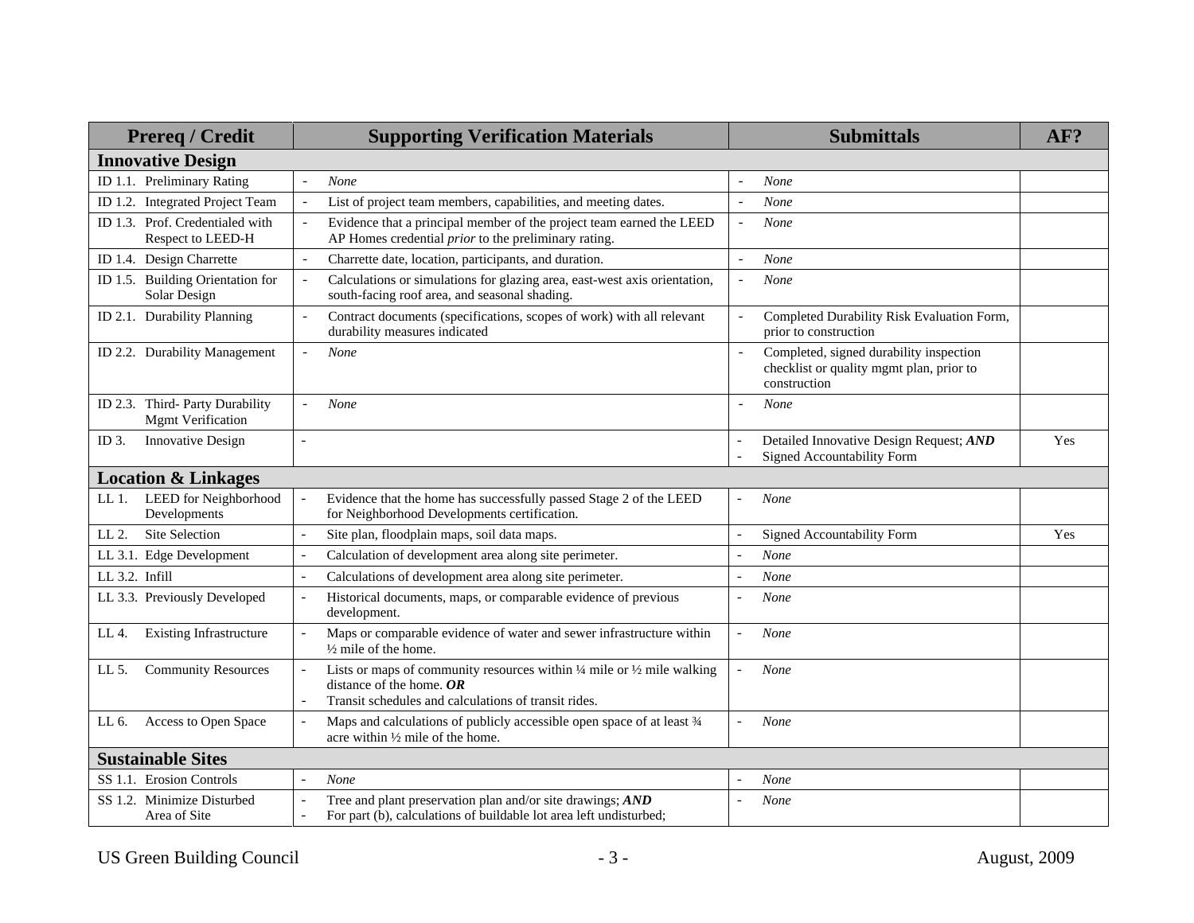| Prereq / Credit | Supporting Verification Materials | Submittals | AF? |
|---|---|---|---|
| **Innovative Design** | | | |
| ID 1.1. Preliminary Rating | - *None* | - *None* | |
| ID 1.2. Integrated Project Team | - List of project team members, capabilities, and meeting dates. | - *None* | |
| ID 1.3. Prof. Credentialed with Respect to LEED-H | - Evidence that a principal member of the project team earned the LEED AP Homes credential *prior* to the preliminary rating. | - *None* | |
| ID 1.4. Design Charrette | - Charrette date, location, participants, and duration. | - *None* | |
| ID 1.5. Building Orientation for Solar Design | - Calculations or simulations for glazing area, east-west axis orientation, south-facing roof area, and seasonal shading. | - *None* | |
| ID 2.1. Durability Planning | - Contract documents (specifications, scopes of work) with all relevant durability measures indicated | - Completed Durability Risk Evaluation Form, prior to construction | |
| ID 2.2. Durability Management | - *None* | - Completed, signed durability inspection checklist or quality mgmt plan, prior to construction | |
| ID 2.3. Third- Party Durability Mgmt Verification | - *None* | - *None* | |
| ID 3. Innovative Design | - | - Detailed Innovative Design Request; ***AND***<br>- Signed Accountability Form | Yes |
| **Location & Linkages** | | | |
| LL 1. LEED for Neighborhood Developments | - Evidence that the home has successfully passed Stage 2 of the LEED for Neighborhood Developments certification. | - *None* | |
| LL 2. Site Selection | - Site plan, floodplain maps, soil data maps. | - Signed Accountability Form | Yes |
| LL 3.1. Edge Development | - Calculation of development area along site perimeter. | - *None* | |
| LL 3.2. Infill | - Calculations of development area along site perimeter. | - *None* | |
| LL 3.3. Previously Developed | - Historical documents, maps, or comparable evidence of previous development. | - *None* | |
| LL 4. Existing Infrastructure | - Maps or comparable evidence of water and sewer infrastructure within ½ mile of the home. | - *None* | |
| LL 5. Community Resources | - Lists or maps of community resources within ¼ mile or ½ mile walking distance of the home. ***OR***<br>- Transit schedules and calculations of transit rides. | - *None* | |
| LL 6. Access to Open Space | - Maps and calculations of publicly accessible open space of at least ¾ acre within ½ mile of the home. | - *None* | |
| **Sustainable Sites** | | | |
| SS 1.1. Erosion Controls | - *None* | - *None* | |
| SS 1.2. Minimize Disturbed Area of Site | - Tree and plant preservation plan and/or site drawings; ***AND***<br>- For part (b), calculations of buildable lot area left undisturbed; | - *None* | |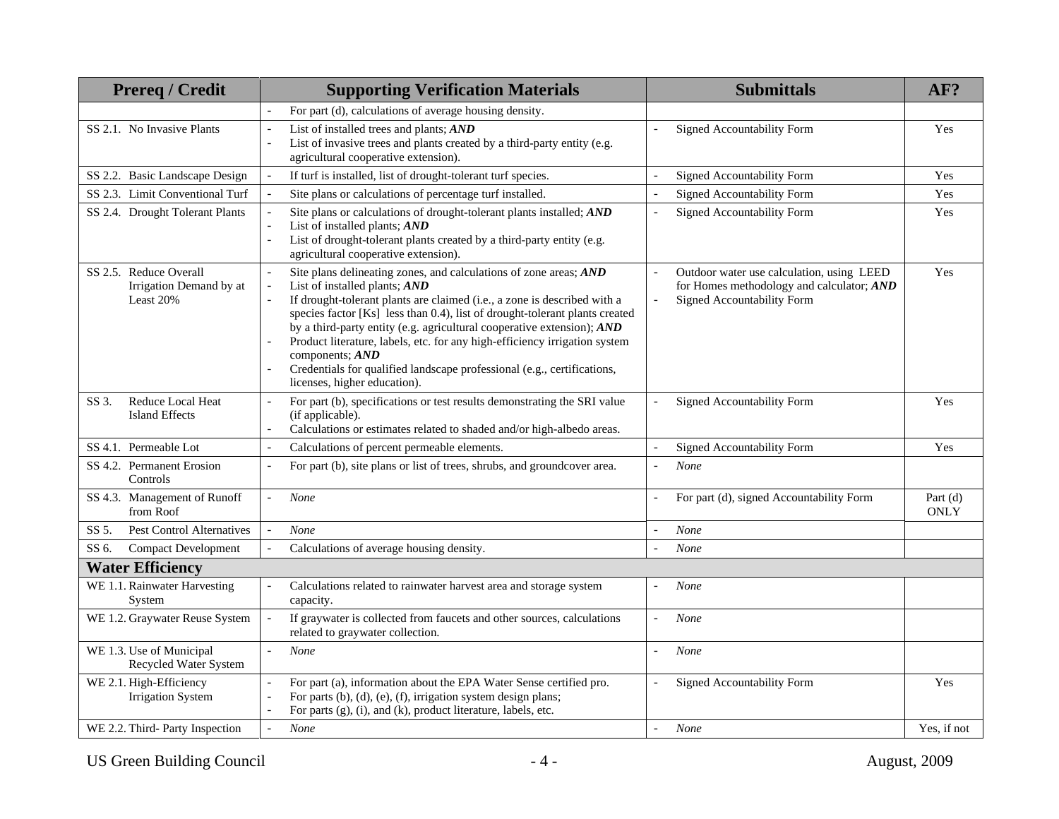| Prereq / Credit | Supporting Verification Materials | Submittals | AF? |
|---|---|---|---|
| | - For part (d), calculations of average housing density. | | |
| SS 2.1. No Invasive Plants | - List of installed trees and plants; ***AND***<br>- List of invasive trees and plants created by a third-party entity (e.g. agricultural cooperative extension). | - Signed Accountability Form | Yes |
| SS 2.2. Basic Landscape Design | - If turf is installed, list of drought-tolerant turf species. | - Signed Accountability Form | Yes |
| SS 2.3. Limit Conventional Turf | - Site plans or calculations of percentage turf installed. | - Signed Accountability Form | Yes |
| SS 2.4. Drought Tolerant Plants | - Site plans or calculations of drought-tolerant plants installed; ***AND***<br>- List of installed plants; ***AND***<br>- List of drought-tolerant plants created by a third-party entity (e.g. agricultural cooperative extension). | - Signed Accountability Form | Yes |
| SS 2.5. Reduce Overall Irrigation Demand by at Least 20% | - Site plans delineating zones, and calculations of zone areas; ***AND***<br>- List of installed plants; ***AND***<br>- If drought-tolerant plants are claimed (i.e., a zone is described with a species factor [Ks] less than 0.4), list of drought-tolerant plants created by a third-party entity (e.g. agricultural cooperative extension); ***AND***<br>- Product literature, labels, etc. for any high-efficiency irrigation system components; ***AND***<br>- Credentials for qualified landscape professional (e.g., certifications, licenses, higher education). | - Outdoor water use calculation, using LEED for Homes methodology and calculator; ***AND***<br>- Signed Accountability Form | Yes |
| SS 3. Reduce Local Heat Island Effects | - For part (b), specifications or test results demonstrating the SRI value (if applicable).<br>- Calculations or estimates related to shaded and/or high-albedo areas. | - Signed Accountability Form | Yes |
| SS 4.1. Permeable Lot | - Calculations of percent permeable elements. | - Signed Accountability Form | Yes |
| SS 4.2. Permanent Erosion Controls | - For part (b), site plans or list of trees, shrubs, and groundcover area. | - *None* | |
| SS 4.3. Management of Runoff from Roof | - *None* | - For part (d), signed Accountability Form | Part (d) ONLY |
| SS 5. Pest Control Alternatives | - *None* | - *None* | |
| SS 6. Compact Development | - Calculations of average housing density. | - *None* | |
| **Water Efficiency** | | | |
| WE 1.1. Rainwater Harvesting System | - Calculations related to rainwater harvest area and storage system capacity. | - *None* | |
| WE 1.2. Graywater Reuse System | - If graywater is collected from faucets and other sources, calculations related to graywater collection. | - *None* | |
| WE 1.3. Use of Municipal Recycled Water System | - *None* | - *None* | |
| WE 2.1. High-Efficiency Irrigation System | - For part (a), information about the EPA Water Sense certified pro.<br>- For parts (b), (d), (e), (f), irrigation system design plans;<br>- For parts (g), (i), and (k), product literature, labels, etc. | - Signed Accountability Form | Yes |
| WE 2.2. Third- Party Inspection | - *None* | - *None* | Yes, if not |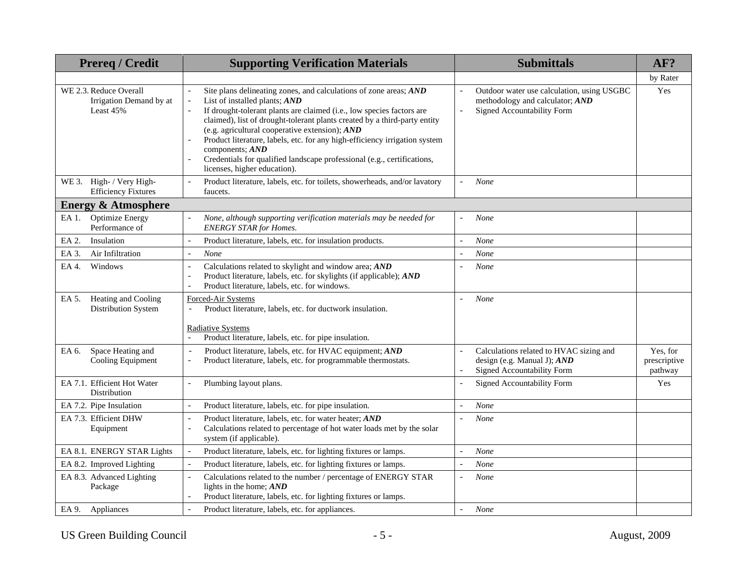| Prereq / Credit | Supporting Verification Materials | Submittals | AF? |
|---|---|---|---|
| | | | by Rater |
| WE 2.3. Reduce Overall Irrigation Demand by at Least 45% | - Site plans delineating zones, and calculations of zone areas; ***AND***<br>- List of installed plants; ***AND***<br>- If drought-tolerant plants are claimed (i.e., low species factors are claimed), list of drought-tolerant plants created by a third-party entity (e.g. agricultural cooperative extension); ***AND***<br>- Product literature, labels, etc. for any high-efficiency irrigation system components; ***AND***<br>- Credentials for qualified landscape professional (e.g., certifications, licenses, higher education). | - Outdoor water use calculation, using USGBC methodology and calculator; ***AND***<br>- Signed Accountability Form | Yes |
| WE 3. High- / Very High-Efficiency Fixtures | - Product literature, labels, etc. for toilets, showerheads, and/or lavatory faucets. | - *None* | |
| **Energy & Atmosphere** | | | |
| EA 1. Optimize Energy Performance of | - *None, although supporting verification materials may be needed for ENERGY STAR for Homes.* | - *None* | |
| EA 2. Insulation | - Product literature, labels, etc. for insulation products. | - *None* | |
| EA 3. Air Infiltration | - *None* | - *None* | |
| EA 4. Windows | - Calculations related to skylight and window area; ***AND***<br>- Product literature, labels, etc. for skylights (if applicable); ***AND***<br>- Product literature, labels, etc. for windows. | - *None* | |
| EA 5. Heating and Cooling Distribution System | Forced-Air Systems<br>- Product literature, labels, etc. for ductwork insulation.<br><br>Radiative Systems<br>- Product literature, labels, etc. for pipe insulation. | - *None* | |
| EA 6. Space Heating and Cooling Equipment | - Product literature, labels, etc. for HVAC equipment; ***AND***<br>- Product literature, labels, etc. for programmable thermostats. | - Calculations related to HVAC sizing and design (e.g. Manual J); ***AND***<br>- Signed Accountability Form | Yes, for prescriptive pathway |
| EA 7.1. Efficient Hot Water Distribution | - Plumbing layout plans. | - Signed Accountability Form | Yes |
| EA 7.2. Pipe Insulation | - Product literature, labels, etc. for pipe insulation. | - *None* | |
| EA 7.3. Efficient DHW Equipment | - Product literature, labels, etc. for water heater; ***AND***<br>- Calculations related to percentage of hot water loads met by the solar system (if applicable). | - *None* | |
| EA 8.1. ENERGY STAR Lights | - Product literature, labels, etc. for lighting fixtures or lamps. | - *None* | |
| EA 8.2. Improved Lighting | - Product literature, labels, etc. for lighting fixtures or lamps. | - *None* | |
| EA 8.3. Advanced Lighting Package | - Calculations related to the number / percentage of ENERGY STAR lights in the home; ***AND***<br>- Product literature, labels, etc. for lighting fixtures or lamps. | - *None* | |
| EA 9. Appliances | - Product literature, labels, etc. for appliances. | - *None* | |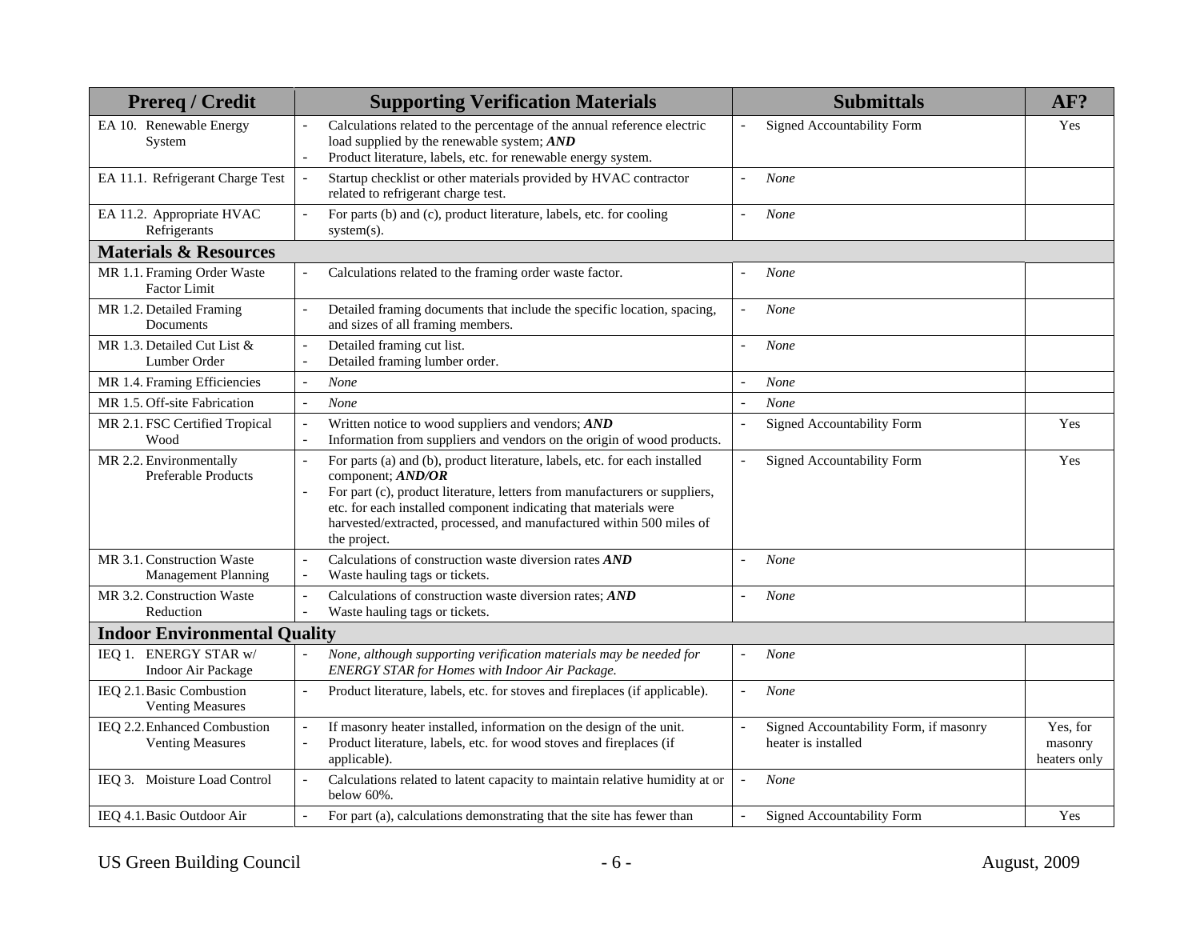| Prereq / Credit | Supporting Verification Materials | Submittals | AF? |
|---|---|---|---|
| EA 10. Renewable Energy System | - Calculations related to the percentage of the annual reference electric load supplied by the renewable system; ***AND***<br>- Product literature, labels, etc. for renewable energy system. | - Signed Accountability Form | Yes |
| EA 11.1. Refrigerant Charge Test | - Startup checklist or other materials provided by HVAC contractor related to refrigerant charge test. | - *None* | |
| EA 11.2. Appropriate HVAC Refrigerants | - For parts (b) and (c), product literature, labels, etc. for cooling system(s). | - *None* | |
| **Materials & Resources** | | | |
| MR 1.1. Framing Order Waste Factor Limit | - Calculations related to the framing order waste factor. | - *None* | |
| MR 1.2. Detailed Framing Documents | - Detailed framing documents that include the specific location, spacing, and sizes of all framing members. | - *None* | |
| MR 1.3. Detailed Cut List & Lumber Order | - Detailed framing cut list.<br>- Detailed framing lumber order. | - *None* | |
| MR 1.4. Framing Efficiencies | - *None* | - *None* | |
| MR 1.5. Off-site Fabrication | - *None* | - *None* | |
| MR 2.1. FSC Certified Tropical Wood | - Written notice to wood suppliers and vendors; ***AND***<br>- Information from suppliers and vendors on the origin of wood products. | - Signed Accountability Form | Yes |
| MR 2.2. Environmentally Preferable Products | - For parts (a) and (b), product literature, labels, etc. for each installed component; ***AND/OR***<br>- For part (c), product literature, letters from manufacturers or suppliers, etc. for each installed component indicating that materials were harvested/extracted, processed, and manufactured within 500 miles of the project. | - Signed Accountability Form | Yes |
| MR 3.1. Construction Waste Management Planning | - Calculations of construction waste diversion rates ***AND***<br>- Waste hauling tags or tickets. | - *None* | |
| MR 3.2. Construction Waste Reduction | - Calculations of construction waste diversion rates; ***AND***<br>- Waste hauling tags or tickets. | - *None* | |
| **Indoor Environmental Quality** | | | |
| IEQ 1. ENERGY STAR w/ Indoor Air Package | - *None, although supporting verification materials may be needed for ENERGY STAR for Homes with Indoor Air Package.* | - *None* | |
| IEQ 2.1. Basic Combustion Venting Measures | - Product literature, labels, etc. for stoves and fireplaces (if applicable). | - *None* | |
| IEQ 2.2. Enhanced Combustion Venting Measures | - If masonry heater installed, information on the design of the unit.<br>- Product literature, labels, etc. for wood stoves and fireplaces (if applicable). | - Signed Accountability Form, if masonry heater is installed | Yes, for masonry heaters only |
| IEQ 3. Moisture Load Control | - Calculations related to latent capacity to maintain relative humidity at or below 60%. | - *None* | |
| IEQ 4.1. Basic Outdoor Air | - For part (a), calculations demonstrating that the site has fewer than | - Signed Accountability Form | Yes |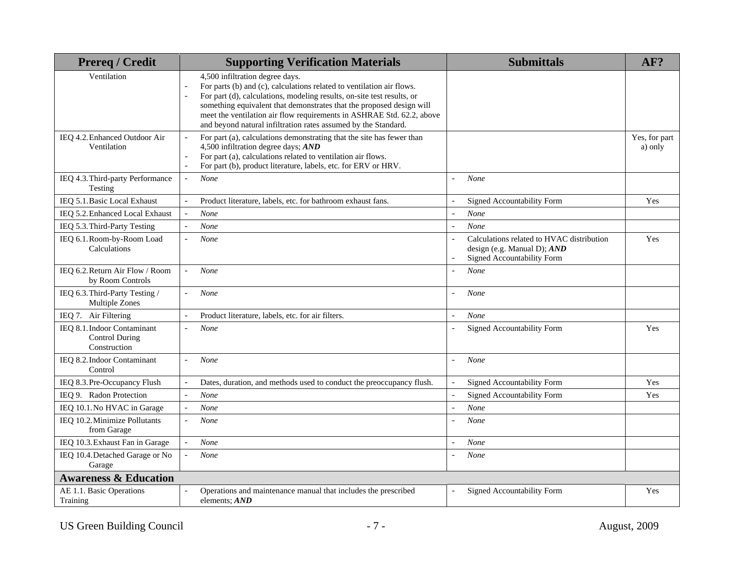| Prereq / Credit | Supporting Verification Materials | Submittals | AF? |
|---|---|---|---|
| Ventilation | 4,500 infiltration degree days.<br>- For parts (b) and (c), calculations related to ventilation air flows.<br>- For part (d), calculations, modeling results, on-site test results, or something equivalent that demonstrates that the proposed design will meet the ventilation air flow requirements in ASHRAE Std. 62.2, above and beyond natural infiltration rates assumed by the Standard. | | |
| IEQ 4.2. Enhanced Outdoor Air Ventilation | - For part (a), calculations demonstrating that the site has fewer than 4,500 infiltration degree days; ***AND***<br>- For part (a), calculations related to ventilation air flows.<br>- For part (b), product literature, labels, etc. for ERV or HRV. | | Yes, for part a) only |
| IEQ 4.3. Third-party Performance Testing | - *None* | - *None* | |
| IEQ 5.1. Basic Local Exhaust | - Product literature, labels, etc. for bathroom exhaust fans. | - Signed Accountability Form | Yes |
| IEQ 5.2. Enhanced Local Exhaust | - *None* | - *None* | |
| IEQ 5.3. Third-Party Testing | - *None* | - *None* | |
| IEQ 6.1. Room-by-Room Load Calculations | - *None* | - Calculations related to HVAC distribution design (e.g. Manual D); ***AND***<br>- Signed Accountability Form | Yes |
| IEQ 6.2. Return Air Flow / Room by Room Controls | - *None* | - *None* | |
| IEQ 6.3. Third-Party Testing / Multiple Zones | - *None* | - *None* | |
| IEQ 7. Air Filtering | - Product literature, labels, etc. for air filters. | - *None* | |
| IEQ 8.1. Indoor Contaminant Control During Construction | - *None* | - Signed Accountability Form | Yes |
| IEQ 8.2. Indoor Contaminant Control | - *None* | - *None* | |
| IEQ 8.3. Pre-Occupancy Flush | - Dates, duration, and methods used to conduct the preoccupancy flush. | - Signed Accountability Form | Yes |
| IEQ 9. Radon Protection | - *None* | - Signed Accountability Form | Yes |
| IEQ 10.1. No HVAC in Garage | - *None* | - *None* | |
| IEQ 10.2. Minimize Pollutants from Garage | - *None* | - *None* | |
| IEQ 10.3. Exhaust Fan in Garage | - *None* | - *None* | |
| IEQ 10.4. Detached Garage or No Garage | - *None* | - *None* | |
| **Awareness & Education** | | | |
| AE 1.1. Basic Operations Training | - Operations and maintenance manual that includes the prescribed elements; ***AND*** | - Signed Accountability Form | Yes |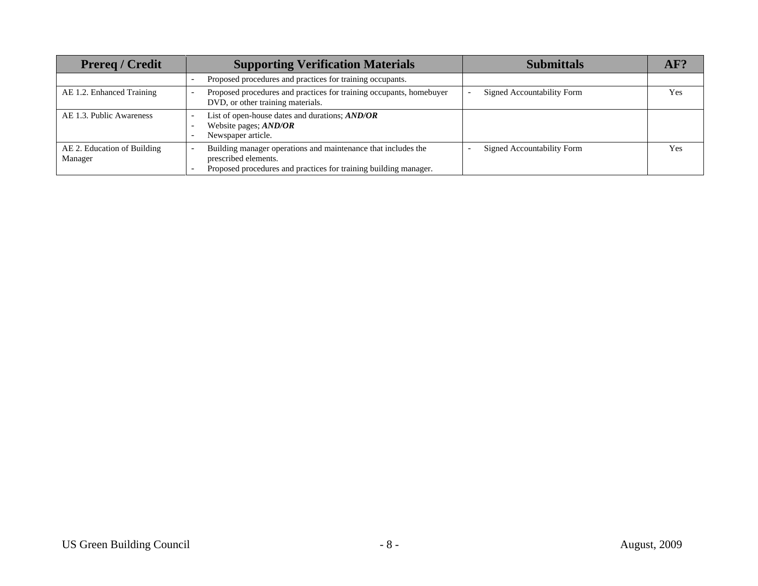| Prereq / Credit | Supporting Verification Materials | Submittals | AF? |
|---|---|---|---|
| | - Proposed procedures and practices for training occupants. | | |
| AE 1.2. Enhanced Training | - Proposed procedures and practices for training occupants, homebuyer DVD, or other training materials. | - Signed Accountability Form | Yes |
| AE 1.3. Public Awareness | - List of open-house dates and durations; ***AND/OR***<br>- Website pages; ***AND/OR***<br>- Newspaper article. | | |
| AE 2. Education of Building Manager | - Building manager operations and maintenance that includes the prescribed elements.<br>- Proposed procedures and practices for training building manager. | - Signed Accountability Form | Yes |